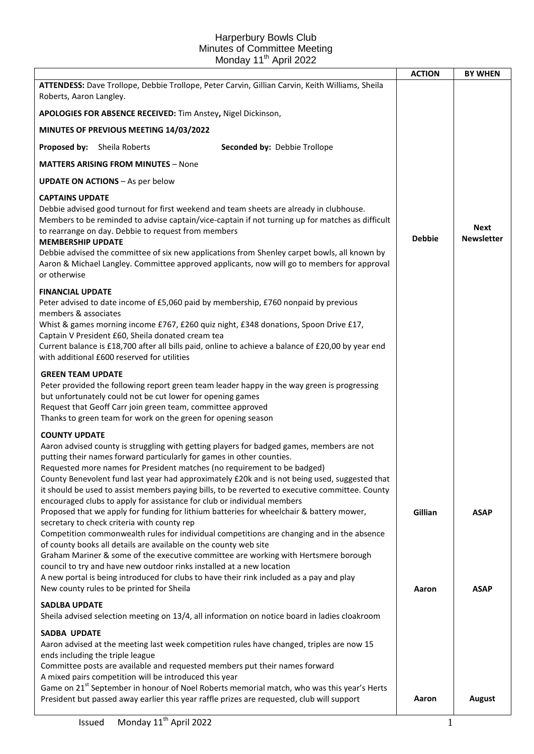# Harperbury Bowls Club
## Minutes of Committee Meeting
### Monday 11th April 2022

| | ACTION | BY WHEN |
|---|---|---|
| **ATTENDESS:** Dave Trollope, Debbie Trollope, Peter Carvin, Gillian Carvin, Keith Williams, Sheila Roberts, Aaron Langley.<br><br>**APOLOGIES FOR ABSENCE RECEIVED:** Tim Anstey**,** Nigel Dickinson,<br><br>**MINUTES OF PREVIOUS MEETING 14/03/2022**<br><br>**Proposed by:** Sheila Roberts **Seconded by:** Debbie Trollope<br><br>**MATTERS ARISING FROM MINUTES** – None<br><br>**UPDATE ON ACTIONS** – As per below | | |
| **CAPTAINS UPDATE**<br>Debbie advised good turnout for first weekend and team sheets are already in clubhouse. Members to be reminded to advise captain/vice-captain if not turning up for matches as difficult to rearrange on day. Debbie to request from members<br>**MEMBERSHIP UPDATE**<br>Debbie advised the committee of six new applications from Shenley carpet bowls, all known by Aaron & Michael Langley. Committee approved applicants, now will go to members for approval or otherwise | **Debbie** | **Next Newsletter** |
| **FINANCIAL UPDATE**<br>Peter advised to date income of £5,060 paid by membership, £760 nonpaid by previous members & associates<br>Whist & games morning income £767, £260 quiz night, £348 donations, Spoon Drive £17, Captain V President £60, Sheila donated cream tea<br>Current balance is £18,700 after all bills paid, online to achieve a balance of £20,00 by year end with additional £600 reserved for utilities | | |
| **GREEN TEAM UPDATE**<br>Peter provided the following report green team leader happy in the way green is progressing but unfortunately could not be cut lower for opening games<br>Request that Geoff Carr join green team, committee approved<br>Thanks to green team for work on the green for opening season | | |
| **COUNTY UPDATE**<br>Aaron advised county is struggling with getting players for badged games, members are not putting their names forward particularly for games in other counties.<br>Requested more names for President matches (no requirement to be badged)<br>County Benevolent fund last year had approximately £20k and is not being used, suggested that it should be used to assist members paying bills, to be reverted to executive committee. County encouraged clubs to apply for assistance for club or individual members<br>Proposed that we apply for funding for lithium batteries for wheelchair & battery mower, secretary to check criteria with county rep | **Gillian** | **ASAP** |
| Competition commonwealth rules for individual competitions are changing and in the absence of county books all details are available on the county web site<br>Graham Mariner & some of the executive committee are working with Hertsmere borough council to try and have new outdoor rinks installed at a new location<br>A new portal is being introduced for clubs to have their rink included as a pay and play<br>New county rules to be printed for Sheila | **Aaron** | **ASAP** |
| **SADLBA UPDATE**<br>Sheila advised selection meeting on 13/4, all information on notice board in ladies cloakroom | | |
| **SADBA UPDATE**<br>Aaron advised at the meeting last week competition rules have changed, triples are now 15 ends including the triple league<br>Committee posts are available and requested members put their names forward<br>A mixed pairs competition will be introduced this year<br>Game on 21st September in honour of Noel Roberts memorial match, who was this year's Herts President but passed away earlier this year raffle prizes are requested, club will support | **Aaron** | **August** |

Issued Monday 11th April 2022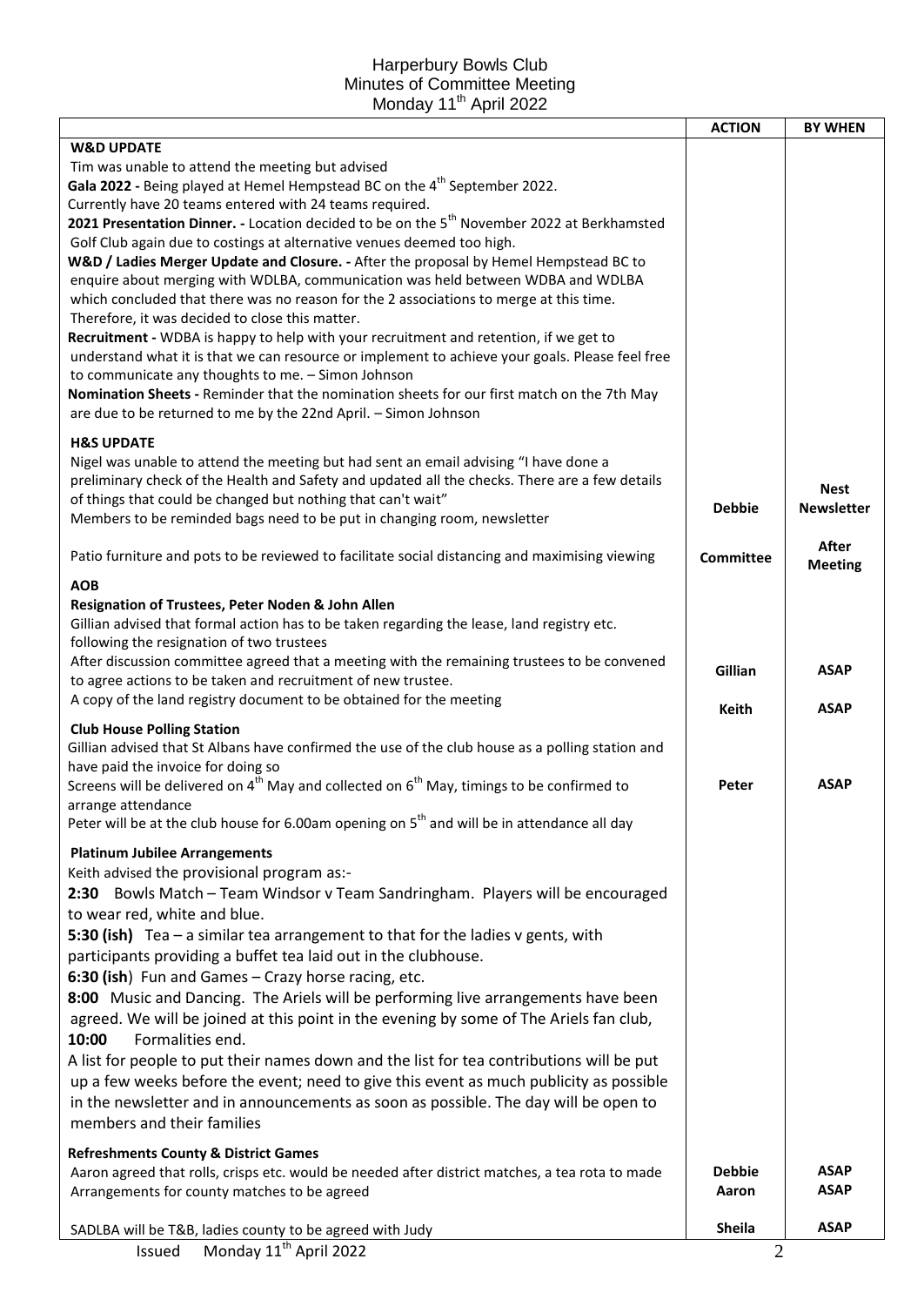Harperbury Bowls Club
Minutes of Committee Meeting
Monday 11th April 2022

| | ACTION | BY WHEN |
|---|---|---|
| **W&D UPDATE**<br>Tim was unable to attend the meeting but advised<br>**Gala 2022 -** Being played at Hemel Hempstead BC on the 4th September 2022.<br>Currently have 20 teams entered with 24 teams required.<br>**2021 Presentation Dinner. -** Location decided to be on the 5th November 2022 at Berkhamsted Golf Club again due to costings at alternative venues deemed too high.<br>**W&D / Ladies Merger Update and Closure. -** After the proposal by Hemel Hempstead BC to enquire about merging with WDLBA, communication was held between WDBA and WDLBA which concluded that there was no reason for the 2 associations to merge at this time. Therefore, it was decided to close this matter.<br>**Recruitment -** WDBA is happy to help with your recruitment and retention, if we get to understand what it is that we can resource or implement to achieve your goals. Please feel free to communicate any thoughts to me. – Simon Johnson<br>**Nomination Sheets -** Reminder that the nomination sheets for our first match on the 7th May are due to be returned to me by the 22nd April. – Simon Johnson | | |
| **H&S UPDATE**<br>Nigel was unable to attend the meeting but had sent an email advising "I have done a preliminary check of the Health and Safety and updated all the checks. There are a few details of things that could be changed but nothing that can't wait"<br>Members to be reminded bags need to be put in changing room, newsletter | **Debbie** | **Nest Newsletter** |
| Patio furniture and pots to be reviewed to facilitate social distancing and maximising viewing | **Committee** | **After Meeting** |
| **AOB**<br>**Resignation of Trustees, Peter Noden & John Allen**<br>Gillian advised that formal action has to be taken regarding the lease, land registry etc. following the resignation of two trustees<br>After discussion committee agreed that a meeting with the remaining trustees to be convened to agree actions to be taken and recruitment of new trustee. | **Gillian** | **ASAP** |
| A copy of the land registry document to be obtained for the meeting | **Keith** | **ASAP** |
| **Club House Polling Station**<br>Gillian advised that St Albans have confirmed the use of the club house as a polling station and have paid the invoice for doing so<br>Screens will be delivered on 4th May and collected on 6th May, timings to be confirmed to arrange attendance<br>Peter will be at the club house for 6.00am opening on 5th and will be in attendance all day | **Peter** | **ASAP** |
| **Platinum Jubilee Arrangements**<br>Keith advised the provisional program as:-<br>**2:30** Bowls Match – Team Windsor v Team Sandringham. Players will be encouraged to wear red, white and blue.<br>**5:30 (ish)** Tea – a similar tea arrangement to that for the ladies v gents, with participants providing a buffet tea laid out in the clubhouse.<br>**6:30 (ish)** Fun and Games – Crazy horse racing, etc.<br>**8:00** Music and Dancing. The Ariels will be performing live arrangements have been agreed. We will be joined at this point in the evening by some of The Ariels fan club,<br>**10:00** Formalities end.<br>A list for people to put their names down and the list for tea contributions will be put up a few weeks before the event; need to give this event as much publicity as possible in the newsletter and in announcements as soon as possible. The day will be open to members and their families | | |
| **Refreshments County & District Games**<br>Aaron agreed that rolls, crisps etc. would be needed after district matches, a tea rota to made | **Debbie** | **ASAP** |
| Arrangements for county matches to be agreed | **Aaron** | **ASAP** |
| SADLBA will be T&B, ladies county to be agreed with Judy | **Sheila** | **ASAP** |

Issued Monday 11th April 2022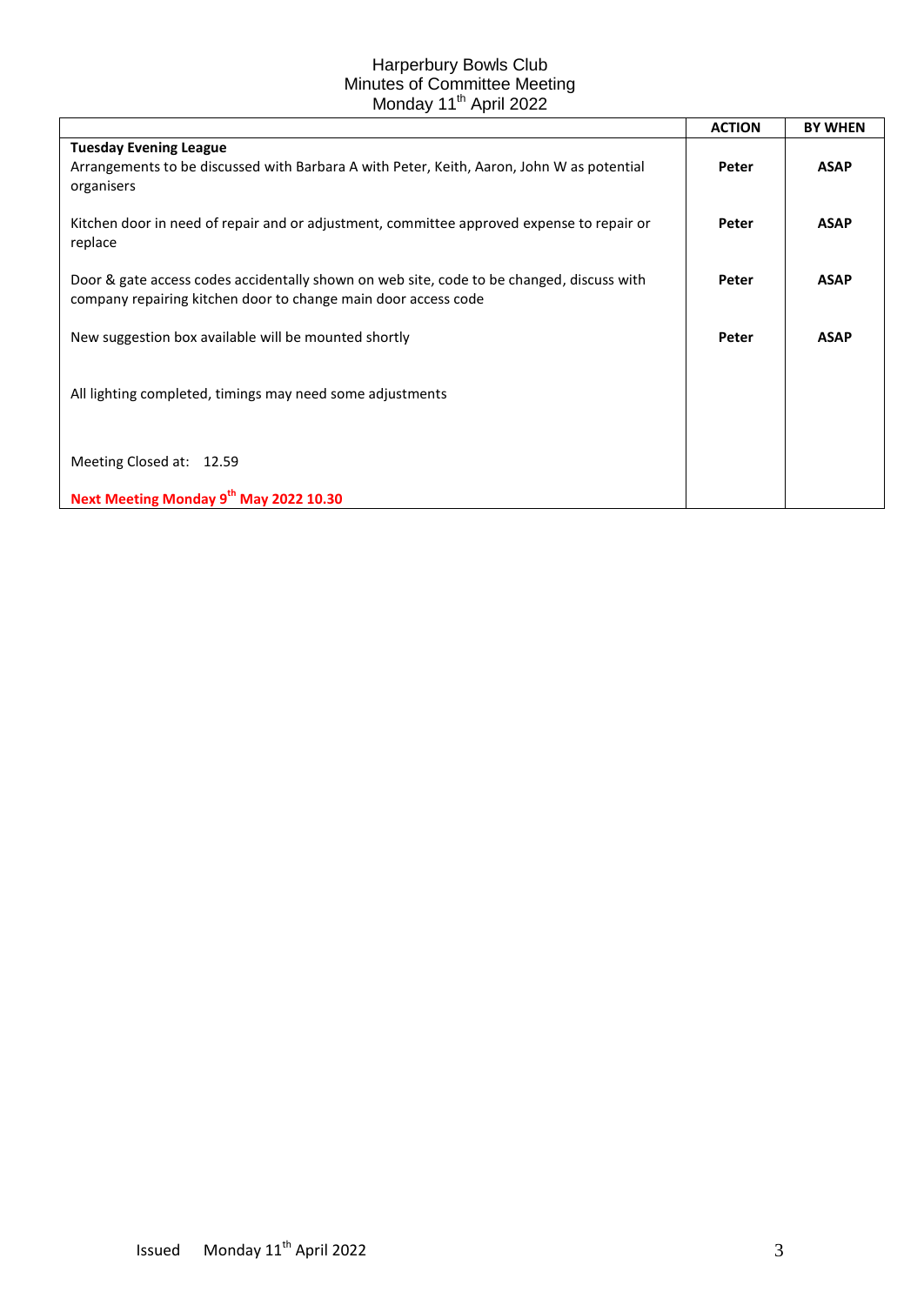Harperbury Bowls Club
Minutes of Committee Meeting
Monday 11th April 2022

| | ACTION | BY WHEN |
|---|---|---|
| **Tuesday Evening League**<br>Arrangements to be discussed with Barbara A with Peter, Keith, Aaron, John W as potential organisers | **Peter** | **ASAP** |
| Kitchen door in need of repair and or adjustment, committee approved expense to repair or replace | **Peter** | **ASAP** |
| Door & gate access codes accidentally shown on web site, code to be changed, discuss with company repairing kitchen door to change main door access code | **Peter** | **ASAP** |
| New suggestion box available will be mounted shortly | **Peter** | **ASAP** |
| All lighting completed, timings may need some adjustments | | |
| Meeting Closed at: 12.59<br><br>**Next Meeting Monday 9th May 2022 10.30** | | |

Issued Monday 11th April 2022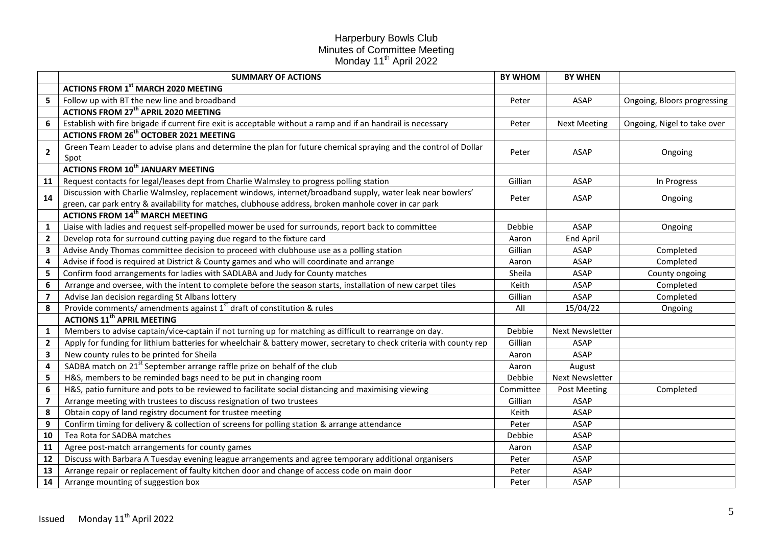# Harperbury Bowls Club
## Minutes of Committee Meeting
### Monday 11th April 2022

| | SUMMARY OF ACTIONS | BY WHOM | BY WHEN | |
|---|---|---|---|---|
| | **ACTIONS FROM 1st MARCH 2020 MEETING** | | | |
| 5 | Follow up with BT the new line and broadband | Peter | ASAP | Ongoing, Bloors progressing |
| | **ACTIONS FROM 27th APRIL 2020 MEETING** | | | |
| 6 | Establish with fire brigade if current fire exit is acceptable without a ramp and if an handrail is necessary | Peter | Next Meeting | Ongoing, Nigel to take over |
| | **ACTIONS FROM 26th OCTOBER 2021 MEETING** | | | |
| 2 | Green Team Leader to advise plans and determine the plan for future chemical spraying and the control of Dollar Spot | Peter | ASAP | Ongoing |
| | **ACTIONS FROM 10th JANUARY MEETING** | | | |
| 11 | Request contacts for legal/leases dept from Charlie Walmsley to progress polling station | Gillian | ASAP | In Progress |
| 14 | Discussion with Charlie Walmsley, replacement windows, internet/broadband supply, water leak near bowlers' green, car park entry & availability for matches, clubhouse address, broken manhole cover in car park | Peter | ASAP | Ongoing |
| | **ACTIONS FROM 14th MARCH MEETING** | | | |
| 1 | Liaise with ladies and request self-propelled mower be used for surrounds, report back to committee | Debbie | ASAP | Ongoing |
| 2 | Develop rota for surround cutting paying due regard to the fixture card | Aaron | End April | |
| 3 | Advise Andy Thomas committee decision to proceed with clubhouse use as a polling station | Gillian | ASAP | Completed |
| 4 | Advise if food is required at District & County games and who will coordinate and arrange | Aaron | ASAP | Completed |
| 5 | Confirm food arrangements for ladies with SADLABA and Judy for County matches | Sheila | ASAP | County ongoing |
| 6 | Arrange and oversee, with the intent to complete before the season starts, installation of new carpet tiles | Keith | ASAP | Completed |
| 7 | Advise Jan decision regarding St Albans lottery | Gillian | ASAP | Completed |
| 8 | Provide comments/ amendments against 1st draft of constitution & rules | All | 15/04/22 | Ongoing |
| | **ACTIONS 11th APRIL MEETING** | | | |
| 1 | Members to advise captain/vice-captain if not turning up for matching as difficult to rearrange on day. | Debbie | Next Newsletter | |
| 2 | Apply for funding for lithium batteries for wheelchair & battery mower, secretary to check criteria with county rep | Gillian | ASAP | |
| 3 | New county rules to be printed for Sheila | Aaron | ASAP | |
| 4 | SADBA match on 21st September arrange raffle prize on behalf of the club | Aaron | August | |
| 5 | H&S, members to be reminded bags need to be put in changing room | Debbie | Next Newsletter | |
| 6 | H&S, patio furniture and pots to be reviewed to facilitate social distancing and maximising viewing | Committee | Post Meeting | Completed |
| 7 | Arrange meeting with trustees to discuss resignation of two trustees | Gillian | ASAP | |
| 8 | Obtain copy of land registry document for trustee meeting | Keith | ASAP | |
| 9 | Confirm timing for delivery & collection of screens for polling station & arrange attendance | Peter | ASAP | |
| 10 | Tea Rota for SADBA matches | Debbie | ASAP | |
| 11 | Agree post-match arrangements for county games | Aaron | ASAP | |
| 12 | Discuss with Barbara A Tuesday evening league arrangements and agree temporary additional organisers | Peter | ASAP | |
| 13 | Arrange repair or replacement of faulty kitchen door and change of access code on main door | Peter | ASAP | |
| 14 | Arrange mounting of suggestion box | Peter | ASAP | |

Issued Monday 11th April 2022